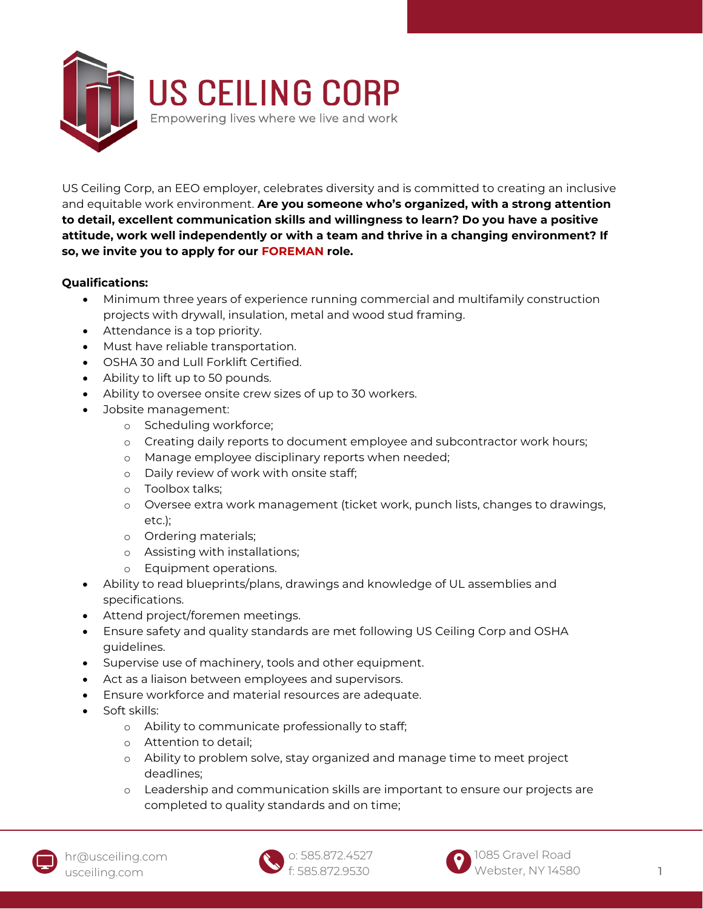# US CEILING CORP

Empowering lives where we live and work

US Ceiling Corp, an EEO employer, celebrates diversity and is committed to creating an inclusive and equitable work environment. **Are you someone who's organized, with a strong attention to detail, excellent communication skills and willingness to learn? Do you have a positive attitude, work well independently or with a team and thrive in a changing environment? If so, we invite you to apply for our FOREMAN role.**

**Qualifications:**

- Minimum three years of experience running commercial and multifamily construction projects with drywall, insulation, metal and wood stud framing.
- Attendance is a top priority.
- Must have reliable transportation.
- OSHA 30 and Lull Forklift Certified.
- Ability to lift up to 50 pounds.
- Ability to oversee onsite crew sizes of up to 30 workers.
- Jobsite management:
  - Scheduling workforce;
  - Creating daily reports to document employee and subcontractor work hours;
  - Manage employee disciplinary reports when needed;
  - Daily review of work with onsite staff;
  - Toolbox talks;
  - Oversee extra work management (ticket work, punch lists, changes to drawings, etc.);
  - Ordering materials;
  - Assisting with installations;
  - Equipment operations.
- Ability to read blueprints/plans, drawings and knowledge of UL assemblies and specifications.
- Attend project/foremen meetings.
- Ensure safety and quality standards are met following US Ceiling Corp and OSHA guidelines.
- Supervise use of machinery, tools and other equipment.
- Act as a liaison between employees and supervisors.
- Ensure workforce and material resources are adequate.
- Soft skills:
  - Ability to communicate professionally to staff;
  - Attention to detail;
  - Ability to problem solve, stay organized and manage time to meet project deadlines;
  - Leadership and communication skills are important to ensure our projects are completed to quality standards and on time;

hr@usceiling.com
usceiling.com

o: 585.872.4527
f: 585.872.9530

1085 Gravel Road
Webster, NY 14580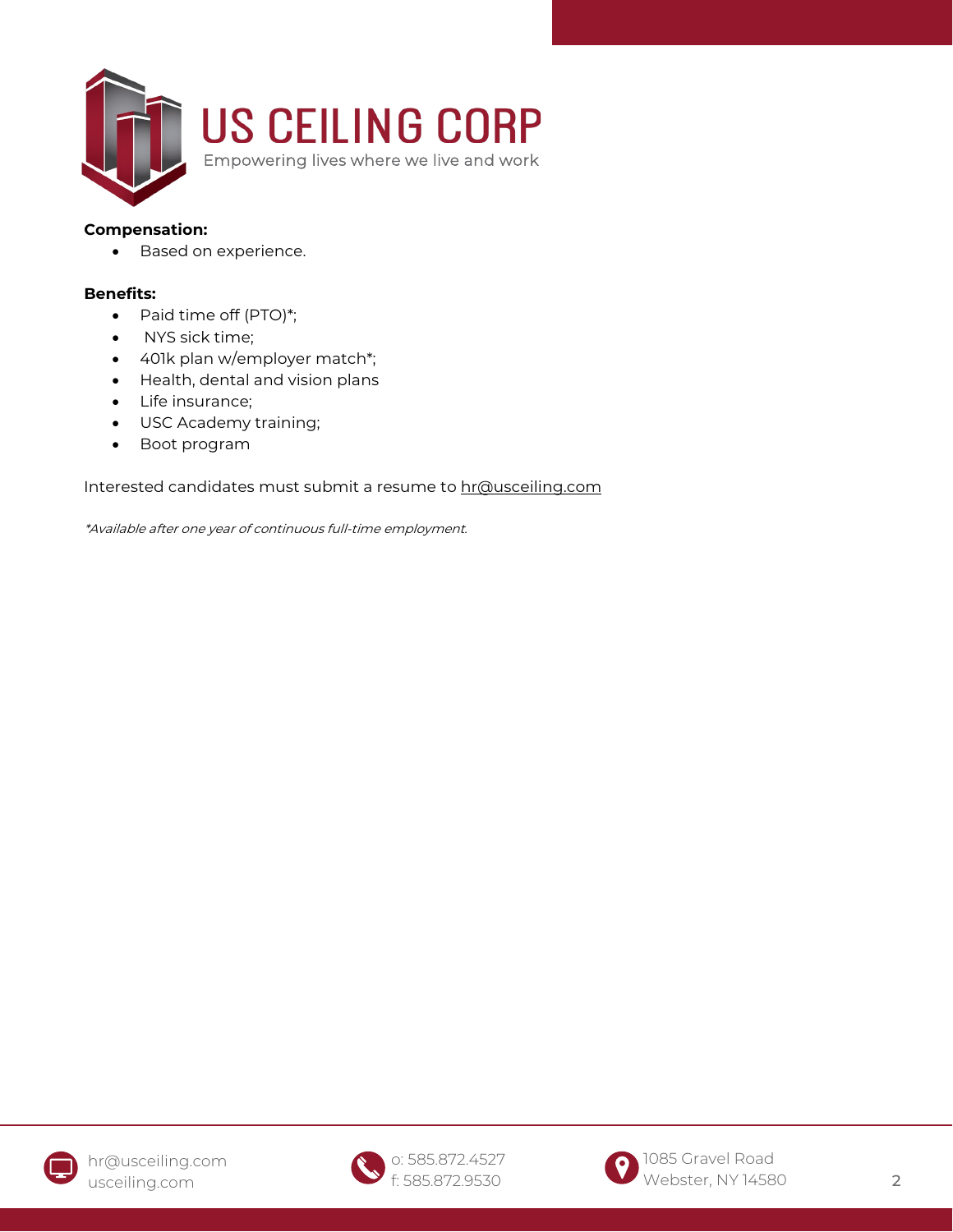**Compensation:**

- Based on experience.

**Benefits:**

- Paid time off (PTO)*;
- NYS sick time;
- 401k plan w/employer match*;
- Health, dental and vision plans
- Life insurance;
- USC Academy training;
- Boot program

Interested candidates must submit a resume to hr@usceiling.com

*\*Available after one year of continuous full-time employment.*